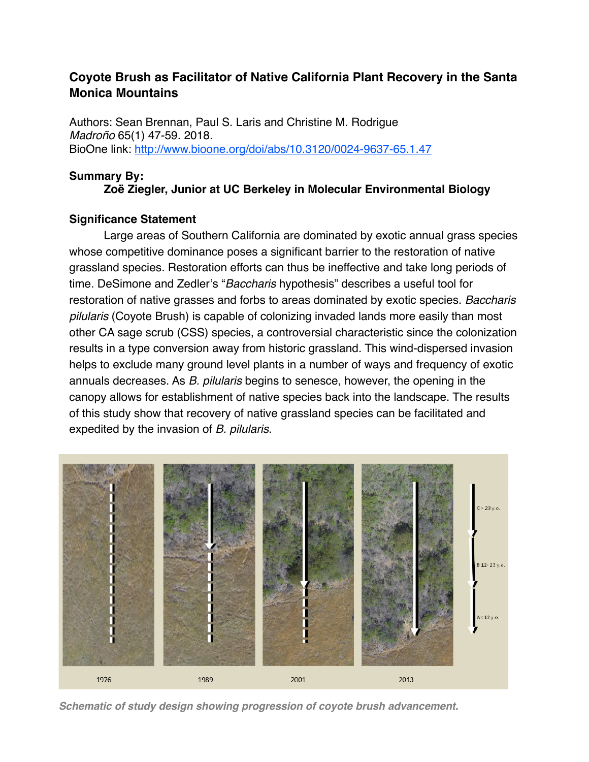## Coyote Brush as Facilitator of Native California Plant Recovery in the Santa Monica Mountains

Authors: Sean Brennan, Paul S. Laris and Christine M. Rodrigue
*Madroño* 65(1) 47-59. 2018.
BioOne link: http://www.bioone.org/doi/abs/10.3120/0024-9637-65.1.47

**Summary By:**
**Zoë Ziegler, Junior at UC Berkeley in Molecular Environmental Biology**

### Significance Statement

Large areas of Southern California are dominated by exotic annual grass species whose competitive dominance poses a significant barrier to the restoration of native grassland species. Restoration efforts can thus be ineffective and take long periods of time. DeSimone and Zedler's "*Baccharis* hypothesis" describes a useful tool for restoration of native grasses and forbs to areas dominated by exotic species. *Baccharis pilularis* (Coyote Brush) is capable of colonizing invaded lands more easily than most other CA sage scrub (CSS) species, a controversial characteristic since the colonization results in a type conversion away from historic grassland. This wind-dispersed invasion helps to exclude many ground level plants in a number of ways and frequency of exotic annuals decreases. As *B. pilularis* begins to senesce, however, the opening in the canopy allows for establishment of native species back into the landscape. The results of this study show that recovery of native grassland species can be facilitated and expedited by the invasion of *B. pilularis*.

1976 | 1989 | 2001 | 2013

C > 23 y.o.
B 12- 23 y.o.
A < 12 y.o.

***Schematic of study design showing progression of coyote brush advancement.***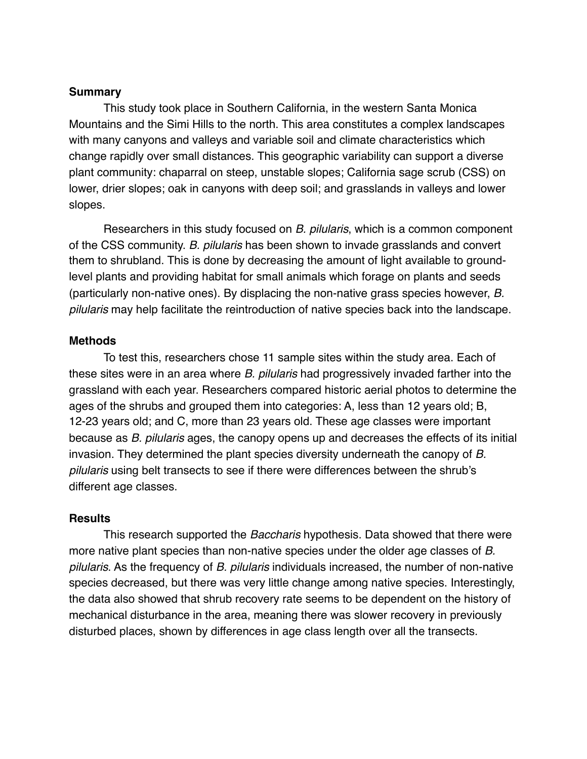**Summary**

This study took place in Southern California, in the western Santa Monica Mountains and the Simi Hills to the north. This area constitutes a complex landscapes with many canyons and valleys and variable soil and climate characteristics which change rapidly over small distances. This geographic variability can support a diverse plant community: chaparral on steep, unstable slopes; California sage scrub (CSS) on lower, drier slopes; oak in canyons with deep soil; and grasslands in valleys and lower slopes.

Researchers in this study focused on *B. pilularis*, which is a common component of the CSS community. *B. pilularis* has been shown to invade grasslands and convert them to shrubland. This is done by decreasing the amount of light available to ground-level plants and providing habitat for small animals which forage on plants and seeds (particularly non-native ones). By displacing the non-native grass species however, *B. pilularis* may help facilitate the reintroduction of native species back into the landscape.

**Methods**

To test this, researchers chose 11 sample sites within the study area. Each of these sites were in an area where *B. pilularis* had progressively invaded farther into the grassland with each year. Researchers compared historic aerial photos to determine the ages of the shrubs and grouped them into categories: A, less than 12 years old; B, 12-23 years old; and C, more than 23 years old. These age classes were important because as *B. pilularis* ages, the canopy opens up and decreases the effects of its initial invasion. They determined the plant species diversity underneath the canopy of *B. pilularis* using belt transects to see if there were differences between the shrub's different age classes.

**Results**

This research supported the *Baccharis* hypothesis. Data showed that there were more native plant species than non-native species under the older age classes of *B. pilularis*. As the frequency of *B. pilularis* individuals increased, the number of non-native species decreased, but there was very little change among native species. Interestingly, the data also showed that shrub recovery rate seems to be dependent on the history of mechanical disturbance in the area, meaning there was slower recovery in previously disturbed places, shown by differences in age class length over all the transects.